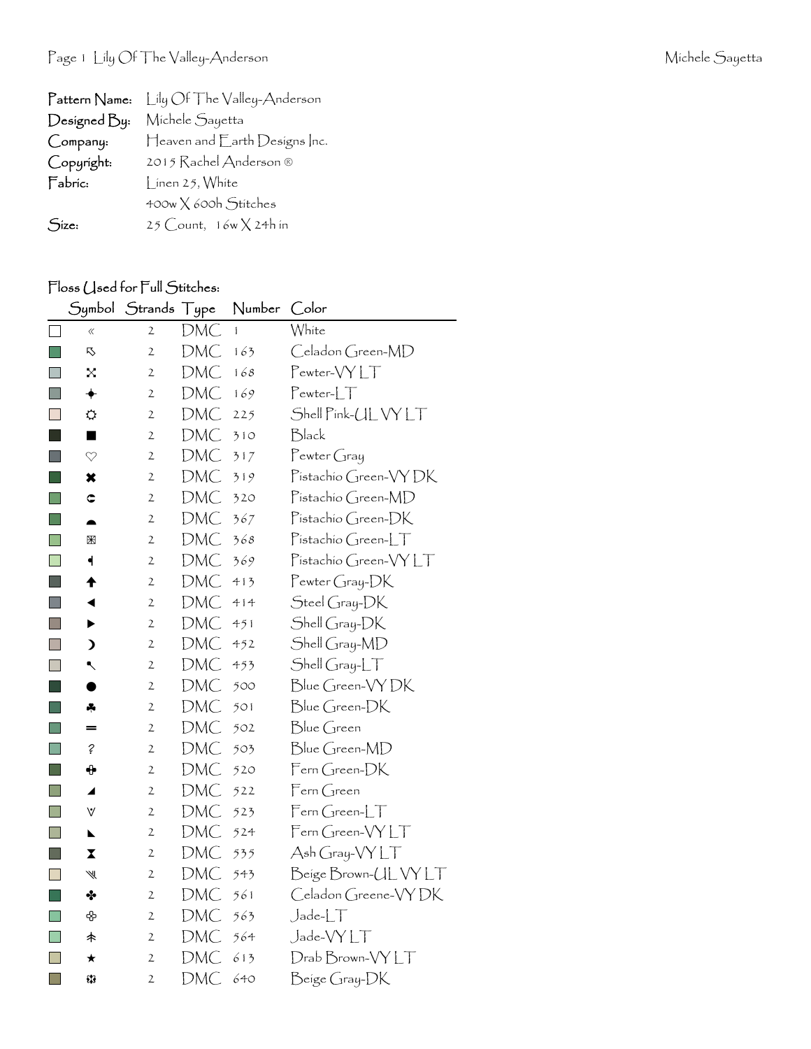**Pattern Name:** Lily Of The Valley-Anderson
**Designed By:** Michele Sayetta
**Company:** Heaven and Earth Designs Inc.
**Copyright:** 2015 Rachel Anderson ®
**Fabric:** Linen 25, White
400w X 600h Stitches
**Size:** 25 Count, 16w X 24h in

## Floss Used for Full Stitches:

| Symbol | Strands | Type | Number | Color |
|---|---|---|---|---|
| « | 2 | DMC | 1 | White |
| ⇖ | 2 | DMC | 163 | Celadon Green-MD |
| ⤧ | 2 | DMC | 168 | Pewter-VY LT |
| ✦ | 2 | DMC | 169 | Pewter-LT |
| ☼ | 2 | DMC | 225 | Shell Pink-UL VY LT |
| ■ | 2 | DMC | 310 | Black |
| ♡ | 2 | DMC | 317 | Pewter Gray |
| ✖ | 2 | DMC | 319 | Pistachio Green-VY DK |
| ⊂ | 2 | DMC | 320 | Pistachio Green-MD |
| ◓ | 2 | DMC | 367 | Pistachio Green-DK |
| ⊠ | 2 | DMC | 368 | Pistachio Green-LT |
| ◂ | 2 | DMC | 369 | Pistachio Green-VY LT |
| 🡅 | 2 | DMC | 413 | Pewter Gray-DK |
| ◀ | 2 | DMC | 414 | Steel Gray-DK |
| ▶ | 2 | DMC | 451 | Shell Gray-DK |
| ☽ | 2 | DMC | 452 | Shell Gray-MD |
| ↖ | 2 | DMC | 453 | Shell Gray-LT |
| ● | 2 | DMC | 500 | Blue Green-VY DK |
| ♣ | 2 | DMC | 501 | Blue Green-DK |
| ═ | 2 | DMC | 502 | Blue Green |
| ? | 2 | DMC | 503 | Blue Green-MD |
| ✚ | 2 | DMC | 520 | Fern Green-DK |
| ◢ | 2 | DMC | 522 | Fern Green |
| ∀ | 2 | DMC | 523 | Fern Green-LT |
| ◣ | 2 | DMC | 524 | Fern Green-VY LT |
| ⧗ | 2 | DMC | 535 | Ash Gray-VY LT |
| ⋙ | 2 | DMC | 543 | Beige Brown-UL VY LT |
| ✤ | 2 | DMC | 561 | Celadon Greene-VY DK |
| ✥ | 2 | DMC | 563 | Jade-LT |
| ⺘ | 2 | DMC | 564 | Jade-VY LT |
| ★ | 2 | DMC | 613 | Drab Brown-VY LT |
| ❁ | 2 | DMC | 640 | Beige Gray-DK |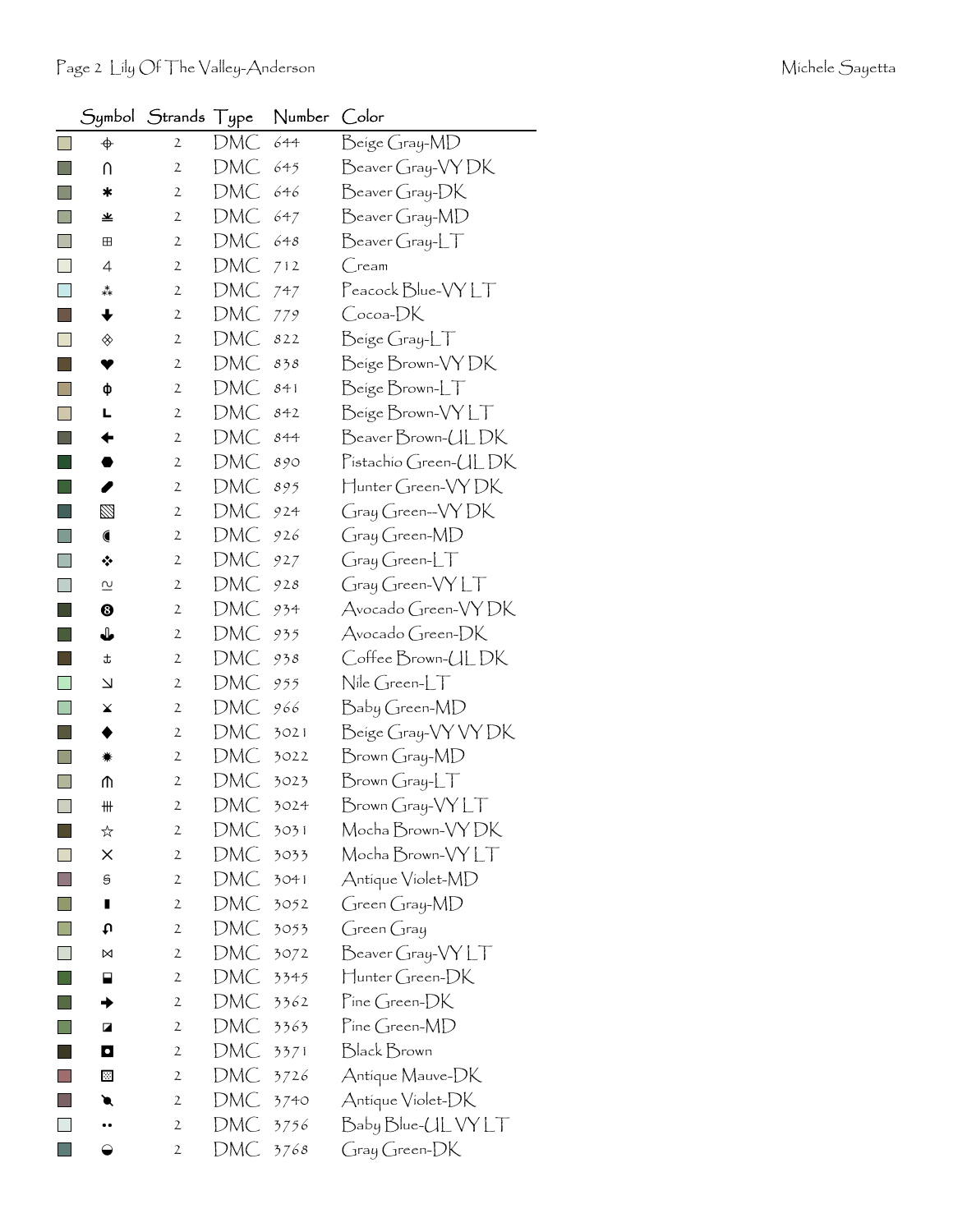| Symbol | Strands | Type | Number | Color |
|---|---|---|---|---|
| ⌖ | 2 | DMC | 644 | Beige Gray-MD |
| ∩ | 2 | DMC | 645 | Beaver Gray-VY DK |
| ✱ | 2 | DMC | 646 | Beaver Gray-DK |
| ≝ | 2 | DMC | 647 | Beaver Gray-MD |
| ⊞ | 2 | DMC | 648 | Beaver Gray-LT |
| 4 | 2 | DMC | 712 | Cream |
| ⁂ | 2 | DMC | 747 | Peacock Blue-VY LT |
| 🡇 | 2 | DMC | 779 | Cocoa-DK |
| ⟐ | 2 | DMC | 822 | Beige Gray-LT |
| ❤ | 2 | DMC | 838 | Beige Brown-VY DK |
| ɸ | 2 | DMC | 841 | Beige Brown-LT |
| L | 2 | DMC | 842 | Beige Brown-VY LT |
| 🡄 | 2 | DMC | 844 | Beaver Brown-UL DK |
| ⬣ | 2 | DMC | 890 | Pistachio Green-UL DK |
| ⬮ | 2 | DMC | 895 | Hunter Green-VY DK |
| ▧ | 2 | DMC | 924 | Gray Green--VY DK |
| ◖ | 2 | DMC | 926 | Gray Green-MD |
| ❖ | 2 | DMC | 927 | Gray Green-LT |
| ≗ | 2 | DMC | 928 | Gray Green-VY LT |
| ❽ | 2 | DMC | 934 | Avocado Green-VY DK |
| ⚓ | 2 | DMC | 935 | Avocado Green-DK |
| ± | 2 | DMC | 938 | Coffee Brown-UL DK |
| ↘ | 2 | DMC | 955 | Nile Green-LT |
| ⧗ | 2 | DMC | 966 | Baby Green-MD |
| ◆ | 2 | DMC | 3021 | Beige Gray-VY VY DK |
| ✹ | 2 | DMC | 3022 | Brown Gray-MD |
| ⋒ | 2 | DMC | 3023 | Brown Gray-LT |
| ⧺ | 2 | DMC | 3024 | Brown Gray-VY LT |
| ☆ | 2 | DMC | 3031 | Mocha Brown-VY DK |
| × | 2 | DMC | 3033 | Mocha Brown-VY LT |
| § | 2 | DMC | 3041 | Antique Violet-MD |
| ▮ | 2 | DMC | 3052 | Green Gray-MD |
| ↶ | 2 | DMC | 3053 | Green Gray |
| ⋈ | 2 | DMC | 3072 | Beaver Gray-VY LT |
| ⬓ | 2 | DMC | 3345 | Hunter Green-DK |
| 🡆 | 2 | DMC | 3362 | Pine Green-DK |
| ◪ | 2 | DMC | 3363 | Pine Green-MD |
| ◘ | 2 | DMC | 3371 | Black Brown |
| ▩ | 2 | DMC | 3726 | Antique Mauve-DK |
| ☄ | 2 | DMC | 3740 | Antique Violet-DK |
| •• | 2 | DMC | 3756 | Baby Blue-UL VY LT |
| ◒ | 2 | DMC | 3768 | Gray Green-DK |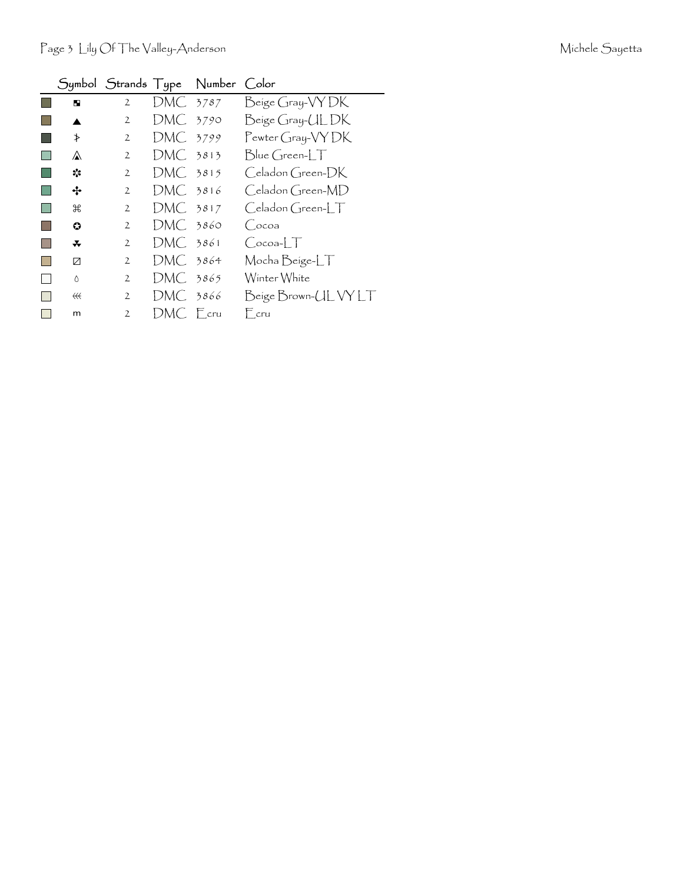| | Symbol | Strands | Type | Number | Color |
|---|---|---|---|---|---|
| | ◘ | 2 | DMC | 3787 | Beige Gray-VY DK |
| | ▲ | 2 | DMC | 3790 | Beige Gray-UL DK |
| | ⚶ | 2 | DMC | 3799 | Pewter Gray-VY DK |
| | ⟁ | 2 | DMC | 3813 | Blue Green-LT |
| | ✼ | 2 | DMC | 3815 | Celadon Green-DK |
| | ✣ | 2 | DMC | 3816 | Celadon Green-MD |
| | ⌘ | 2 | DMC | 3817 | Celadon Green-LT |
| | ✪ | 2 | DMC | 3860 | Cocoa |
| | ⁂ | 2 | DMC | 3861 | Cocoa-LT |
| | ⍁ | 2 | DMC | 3864 | Mocha Beige-LT |
| | ◊ | 2 | DMC | 3865 | Winter White |
| | ⋘ | 2 | DMC | 3866 | Beige Brown-UL VY LT |
| | m | 2 | DMC | Ecru | Ecru |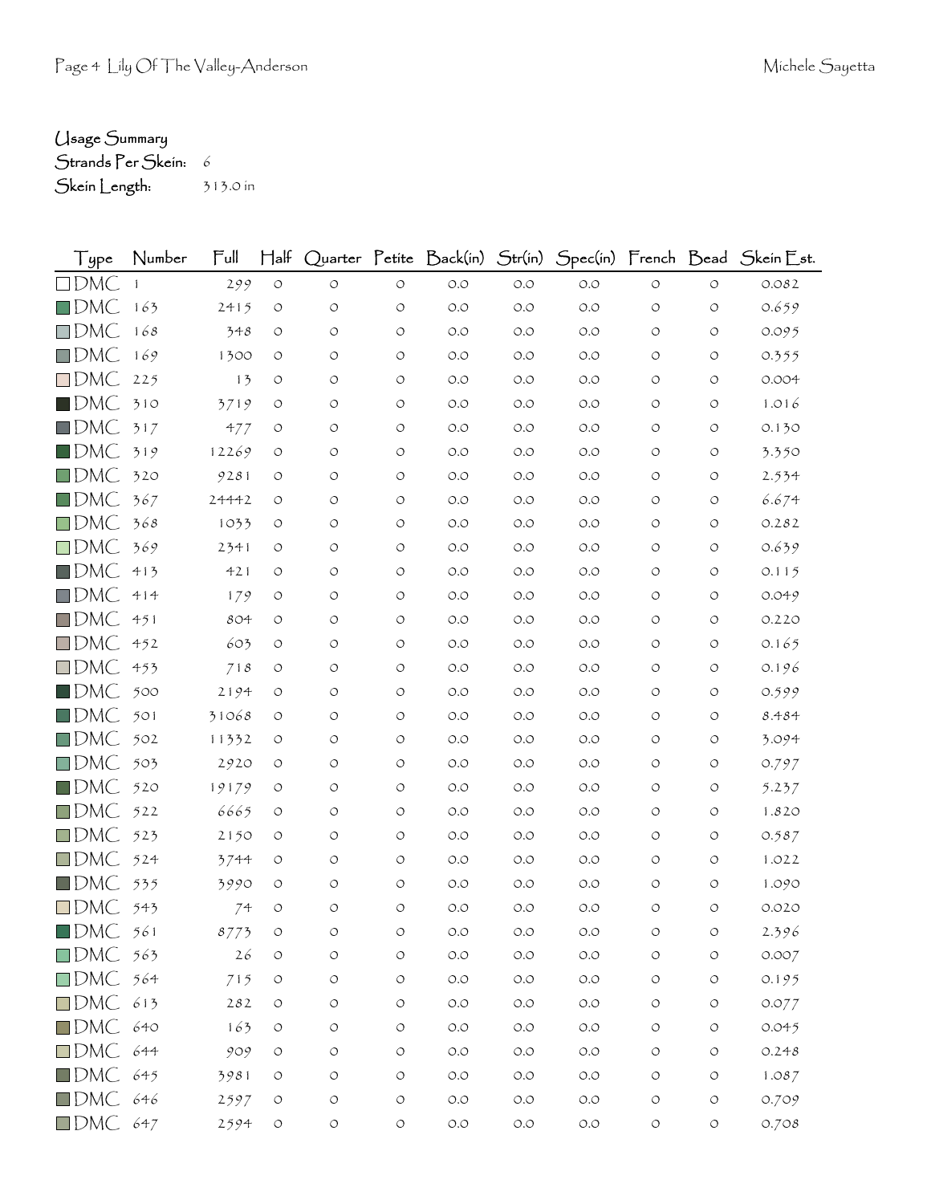## Usage Summary

Strands Per Skein: 6

Skein Length: 313.0 in

| Type | Number | Full | Half | Quarter | Petite | Back(in) | Str(in) | Spec(in) | French | Bead | Skein Est. |
|---|---|---|---|---|---|---|---|---|---|---|---|
| DMC | 1 | 299 | 0 | 0 | 0 | 0.0 | 0.0 | 0.0 | 0 | 0 | 0.082 |
| DMC | 163 | 2415 | 0 | 0 | 0 | 0.0 | 0.0 | 0.0 | 0 | 0 | 0.659 |
| DMC | 168 | 348 | 0 | 0 | 0 | 0.0 | 0.0 | 0.0 | 0 | 0 | 0.095 |
| DMC | 169 | 1300 | 0 | 0 | 0 | 0.0 | 0.0 | 0.0 | 0 | 0 | 0.355 |
| DMC | 225 | 13 | 0 | 0 | 0 | 0.0 | 0.0 | 0.0 | 0 | 0 | 0.004 |
| DMC | 310 | 3719 | 0 | 0 | 0 | 0.0 | 0.0 | 0.0 | 0 | 0 | 1.016 |
| DMC | 317 | 477 | 0 | 0 | 0 | 0.0 | 0.0 | 0.0 | 0 | 0 | 0.130 |
| DMC | 319 | 12269 | 0 | 0 | 0 | 0.0 | 0.0 | 0.0 | 0 | 0 | 3.350 |
| DMC | 320 | 9281 | 0 | 0 | 0 | 0.0 | 0.0 | 0.0 | 0 | 0 | 2.534 |
| DMC | 367 | 24442 | 0 | 0 | 0 | 0.0 | 0.0 | 0.0 | 0 | 0 | 6.674 |
| DMC | 368 | 1033 | 0 | 0 | 0 | 0.0 | 0.0 | 0.0 | 0 | 0 | 0.282 |
| DMC | 369 | 2341 | 0 | 0 | 0 | 0.0 | 0.0 | 0.0 | 0 | 0 | 0.639 |
| DMC | 413 | 421 | 0 | 0 | 0 | 0.0 | 0.0 | 0.0 | 0 | 0 | 0.115 |
| DMC | 414 | 179 | 0 | 0 | 0 | 0.0 | 0.0 | 0.0 | 0 | 0 | 0.049 |
| DMC | 451 | 804 | 0 | 0 | 0 | 0.0 | 0.0 | 0.0 | 0 | 0 | 0.220 |
| DMC | 452 | 603 | 0 | 0 | 0 | 0.0 | 0.0 | 0.0 | 0 | 0 | 0.165 |
| DMC | 453 | 718 | 0 | 0 | 0 | 0.0 | 0.0 | 0.0 | 0 | 0 | 0.196 |
| DMC | 500 | 2194 | 0 | 0 | 0 | 0.0 | 0.0 | 0.0 | 0 | 0 | 0.599 |
| DMC | 501 | 31068 | 0 | 0 | 0 | 0.0 | 0.0 | 0.0 | 0 | 0 | 8.484 |
| DMC | 502 | 11332 | 0 | 0 | 0 | 0.0 | 0.0 | 0.0 | 0 | 0 | 3.094 |
| DMC | 503 | 2920 | 0 | 0 | 0 | 0.0 | 0.0 | 0.0 | 0 | 0 | 0.797 |
| DMC | 520 | 19179 | 0 | 0 | 0 | 0.0 | 0.0 | 0.0 | 0 | 0 | 5.237 |
| DMC | 522 | 6665 | 0 | 0 | 0 | 0.0 | 0.0 | 0.0 | 0 | 0 | 1.820 |
| DMC | 523 | 2150 | 0 | 0 | 0 | 0.0 | 0.0 | 0.0 | 0 | 0 | 0.587 |
| DMC | 524 | 3744 | 0 | 0 | 0 | 0.0 | 0.0 | 0.0 | 0 | 0 | 1.022 |
| DMC | 535 | 3990 | 0 | 0 | 0 | 0.0 | 0.0 | 0.0 | 0 | 0 | 1.090 |
| DMC | 543 | 74 | 0 | 0 | 0 | 0.0 | 0.0 | 0.0 | 0 | 0 | 0.020 |
| DMC | 561 | 8773 | 0 | 0 | 0 | 0.0 | 0.0 | 0.0 | 0 | 0 | 2.396 |
| DMC | 563 | 26 | 0 | 0 | 0 | 0.0 | 0.0 | 0.0 | 0 | 0 | 0.007 |
| DMC | 564 | 715 | 0 | 0 | 0 | 0.0 | 0.0 | 0.0 | 0 | 0 | 0.195 |
| DMC | 613 | 282 | 0 | 0 | 0 | 0.0 | 0.0 | 0.0 | 0 | 0 | 0.077 |
| DMC | 640 | 163 | 0 | 0 | 0 | 0.0 | 0.0 | 0.0 | 0 | 0 | 0.045 |
| DMC | 644 | 909 | 0 | 0 | 0 | 0.0 | 0.0 | 0.0 | 0 | 0 | 0.248 |
| DMC | 645 | 3981 | 0 | 0 | 0 | 0.0 | 0.0 | 0.0 | 0 | 0 | 1.087 |
| DMC | 646 | 2597 | 0 | 0 | 0 | 0.0 | 0.0 | 0.0 | 0 | 0 | 0.709 |
| DMC | 647 | 2594 | 0 | 0 | 0 | 0.0 | 0.0 | 0.0 | 0 | 0 | 0.708 |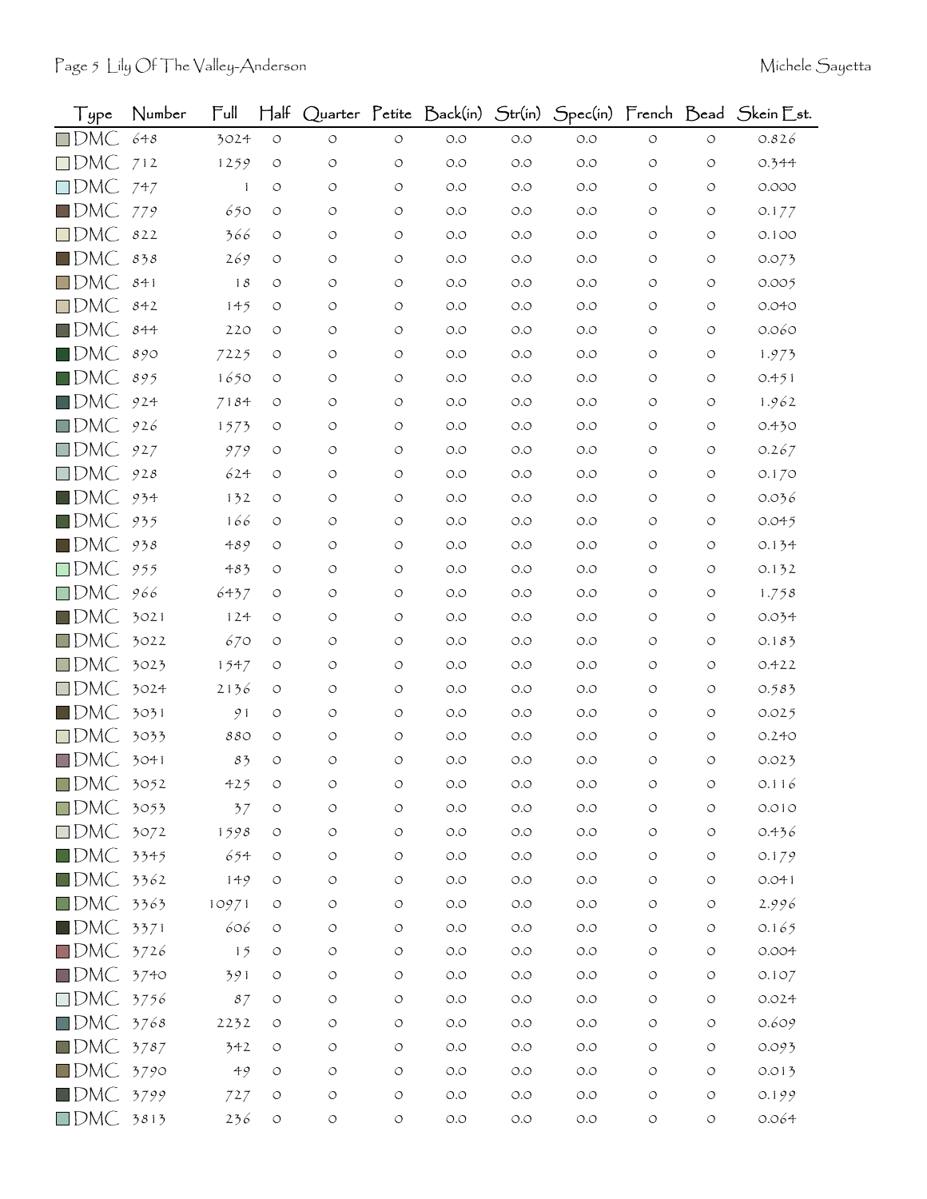| Type | Number | Full | Half | Quarter | Petite | Back(in) | Str(in) | Spec(in) | French | Bead | Skein Est. |
|---|---|---|---|---|---|---|---|---|---|---|---|
| DMC | 648 | 3024 | 0 | 0 | 0 | 0.0 | 0.0 | 0.0 | 0 | 0 | 0.826 |
| DMC | 712 | 1259 | 0 | 0 | 0 | 0.0 | 0.0 | 0.0 | 0 | 0 | 0.344 |
| DMC | 747 | 1 | 0 | 0 | 0 | 0.0 | 0.0 | 0.0 | 0 | 0 | 0.000 |
| DMC | 779 | 650 | 0 | 0 | 0 | 0.0 | 0.0 | 0.0 | 0 | 0 | 0.177 |
| DMC | 822 | 366 | 0 | 0 | 0 | 0.0 | 0.0 | 0.0 | 0 | 0 | 0.100 |
| DMC | 838 | 269 | 0 | 0 | 0 | 0.0 | 0.0 | 0.0 | 0 | 0 | 0.073 |
| DMC | 841 | 18 | 0 | 0 | 0 | 0.0 | 0.0 | 0.0 | 0 | 0 | 0.005 |
| DMC | 842 | 145 | 0 | 0 | 0 | 0.0 | 0.0 | 0.0 | 0 | 0 | 0.040 |
| DMC | 844 | 220 | 0 | 0 | 0 | 0.0 | 0.0 | 0.0 | 0 | 0 | 0.060 |
| DMC | 890 | 7225 | 0 | 0 | 0 | 0.0 | 0.0 | 0.0 | 0 | 0 | 1.973 |
| DMC | 895 | 1650 | 0 | 0 | 0 | 0.0 | 0.0 | 0.0 | 0 | 0 | 0.451 |
| DMC | 924 | 7184 | 0 | 0 | 0 | 0.0 | 0.0 | 0.0 | 0 | 0 | 1.962 |
| DMC | 926 | 1573 | 0 | 0 | 0 | 0.0 | 0.0 | 0.0 | 0 | 0 | 0.430 |
| DMC | 927 | 979 | 0 | 0 | 0 | 0.0 | 0.0 | 0.0 | 0 | 0 | 0.267 |
| DMC | 928 | 624 | 0 | 0 | 0 | 0.0 | 0.0 | 0.0 | 0 | 0 | 0.170 |
| DMC | 934 | 132 | 0 | 0 | 0 | 0.0 | 0.0 | 0.0 | 0 | 0 | 0.036 |
| DMC | 935 | 166 | 0 | 0 | 0 | 0.0 | 0.0 | 0.0 | 0 | 0 | 0.045 |
| DMC | 938 | 489 | 0 | 0 | 0 | 0.0 | 0.0 | 0.0 | 0 | 0 | 0.134 |
| DMC | 955 | 483 | 0 | 0 | 0 | 0.0 | 0.0 | 0.0 | 0 | 0 | 0.132 |
| DMC | 966 | 6437 | 0 | 0 | 0 | 0.0 | 0.0 | 0.0 | 0 | 0 | 1.758 |
| DMC | 3021 | 124 | 0 | 0 | 0 | 0.0 | 0.0 | 0.0 | 0 | 0 | 0.034 |
| DMC | 3022 | 670 | 0 | 0 | 0 | 0.0 | 0.0 | 0.0 | 0 | 0 | 0.183 |
| DMC | 3023 | 1547 | 0 | 0 | 0 | 0.0 | 0.0 | 0.0 | 0 | 0 | 0.422 |
| DMC | 3024 | 2136 | 0 | 0 | 0 | 0.0 | 0.0 | 0.0 | 0 | 0 | 0.583 |
| DMC | 3031 | 91 | 0 | 0 | 0 | 0.0 | 0.0 | 0.0 | 0 | 0 | 0.025 |
| DMC | 3033 | 880 | 0 | 0 | 0 | 0.0 | 0.0 | 0.0 | 0 | 0 | 0.240 |
| DMC | 3041 | 83 | 0 | 0 | 0 | 0.0 | 0.0 | 0.0 | 0 | 0 | 0.023 |
| DMC | 3052 | 425 | 0 | 0 | 0 | 0.0 | 0.0 | 0.0 | 0 | 0 | 0.116 |
| DMC | 3053 | 37 | 0 | 0 | 0 | 0.0 | 0.0 | 0.0 | 0 | 0 | 0.010 |
| DMC | 3072 | 1598 | 0 | 0 | 0 | 0.0 | 0.0 | 0.0 | 0 | 0 | 0.436 |
| DMC | 3345 | 654 | 0 | 0 | 0 | 0.0 | 0.0 | 0.0 | 0 | 0 | 0.179 |
| DMC | 3362 | 149 | 0 | 0 | 0 | 0.0 | 0.0 | 0.0 | 0 | 0 | 0.041 |
| DMC | 3363 | 10971 | 0 | 0 | 0 | 0.0 | 0.0 | 0.0 | 0 | 0 | 2.996 |
| DMC | 3371 | 606 | 0 | 0 | 0 | 0.0 | 0.0 | 0.0 | 0 | 0 | 0.165 |
| DMC | 3726 | 15 | 0 | 0 | 0 | 0.0 | 0.0 | 0.0 | 0 | 0 | 0.004 |
| DMC | 3740 | 391 | 0 | 0 | 0 | 0.0 | 0.0 | 0.0 | 0 | 0 | 0.107 |
| DMC | 3756 | 87 | 0 | 0 | 0 | 0.0 | 0.0 | 0.0 | 0 | 0 | 0.024 |
| DMC | 3768 | 2232 | 0 | 0 | 0 | 0.0 | 0.0 | 0.0 | 0 | 0 | 0.609 |
| DMC | 3787 | 342 | 0 | 0 | 0 | 0.0 | 0.0 | 0.0 | 0 | 0 | 0.093 |
| DMC | 3790 | 49 | 0 | 0 | 0 | 0.0 | 0.0 | 0.0 | 0 | 0 | 0.013 |
| DMC | 3799 | 727 | 0 | 0 | 0 | 0.0 | 0.0 | 0.0 | 0 | 0 | 0.199 |
| DMC | 3813 | 236 | 0 | 0 | 0 | 0.0 | 0.0 | 0.0 | 0 | 0 | 0.064 |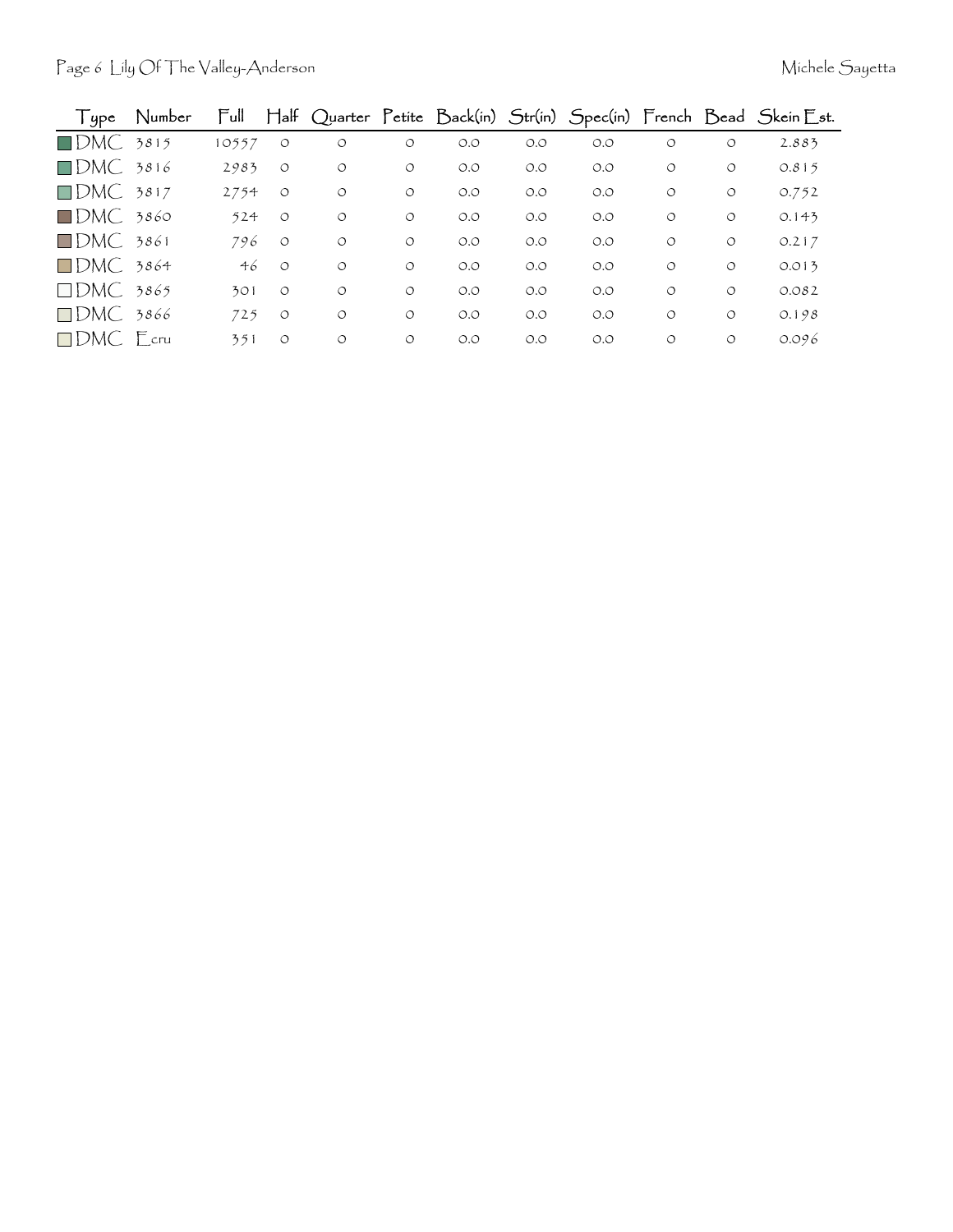| Type | Number | Full | Half | Quarter | Petite | Back(in) | Str(in) | Spec(in) | French | Bead | Skein Est. |
|---|---|---|---|---|---|---|---|---|---|---|---|
| DMC | 3815 | 10557 | 0 | 0 | 0 | 0.0 | 0.0 | 0.0 | 0 | 0 | 2.883 |
| DMC | 3816 | 2983 | 0 | 0 | 0 | 0.0 | 0.0 | 0.0 | 0 | 0 | 0.815 |
| DMC | 3817 | 2754 | 0 | 0 | 0 | 0.0 | 0.0 | 0.0 | 0 | 0 | 0.752 |
| DMC | 3860 | 524 | 0 | 0 | 0 | 0.0 | 0.0 | 0.0 | 0 | 0 | 0.143 |
| DMC | 3861 | 796 | 0 | 0 | 0 | 0.0 | 0.0 | 0.0 | 0 | 0 | 0.217 |
| DMC | 3864 | 46 | 0 | 0 | 0 | 0.0 | 0.0 | 0.0 | 0 | 0 | 0.013 |
| DMC | 3865 | 301 | 0 | 0 | 0 | 0.0 | 0.0 | 0.0 | 0 | 0 | 0.082 |
| DMC | 3866 | 725 | 0 | 0 | 0 | 0.0 | 0.0 | 0.0 | 0 | 0 | 0.198 |
| DMC | Ecru | 351 | 0 | 0 | 0 | 0.0 | 0.0 | 0.0 | 0 | 0 | 0.096 |